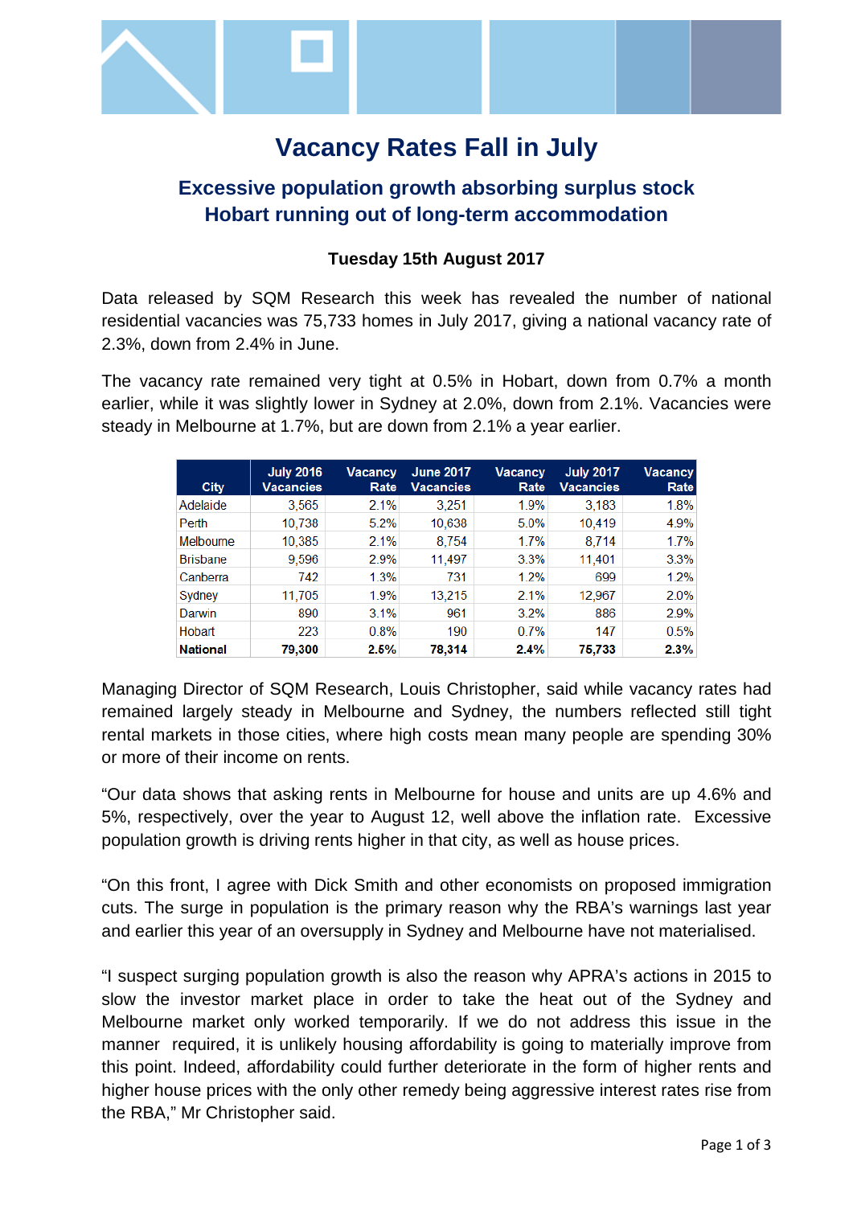# Vacancy Rates Fall in July

## Excessive population growth absorbing surplus stock
## Hobart running out of long-term accommodation

**Tuesday 15th August 2017**

Data released by SQM Research this week has revealed the number of national residential vacancies was 75,733 homes in July 2017, giving a national vacancy rate of 2.3%, down from 2.4% in June.

The vacancy rate remained very tight at 0.5% in Hobart, down from 0.7% a month earlier, while it was slightly lower in Sydney at 2.0%, down from 2.1%. Vacancies were steady in Melbourne at 1.7%, but are down from 2.1% a year earlier.

| City | July 2016 Vacancies | Vacancy Rate | June 2017 Vacancies | Vacancy Rate | July 2017 Vacancies | Vacancy Rate |
|---|---|---|---|---|---|---|
| Adelaide | 3,565 | 2.1% | 3,251 | 1.9% | 3,183 | 1.8% |
| Perth | 10,738 | 5.2% | 10,638 | 5.0% | 10,419 | 4.9% |
| Melbourne | 10,385 | 2.1% | 8,754 | 1.7% | 8,714 | 1.7% |
| Brisbane | 9,596 | 2.9% | 11,497 | 3.3% | 11,401 | 3.3% |
| Canberra | 742 | 1.3% | 731 | 1.2% | 699 | 1.2% |
| Sydney | 11,705 | 1.9% | 13,215 | 2.1% | 12,967 | 2.0% |
| Darwin | 890 | 3.1% | 961 | 3.2% | 886 | 2.9% |
| Hobart | 223 | 0.8% | 190 | 0.7% | 147 | 0.5% |
| **National** | **79,300** | **2.5%** | **78,314** | **2.4%** | **75,733** | **2.3%** |

Managing Director of SQM Research, Louis Christopher, said while vacancy rates had remained largely steady in Melbourne and Sydney, the numbers reflected still tight rental markets in those cities, where high costs mean many people are spending 30% or more of their income on rents.

"Our data shows that asking rents in Melbourne for house and units are up 4.6% and 5%, respectively, over the year to August 12, well above the inflation rate. Excessive population growth is driving rents higher in that city, as well as house prices.

"On this front, I agree with Dick Smith and other economists on proposed immigration cuts. The surge in population is the primary reason why the RBA's warnings last year and earlier this year of an oversupply in Sydney and Melbourne have not materialised.

"I suspect surging population growth is also the reason why APRA's actions in 2015 to slow the investor market place in order to take the heat out of the Sydney and Melbourne market only worked temporarily. If we do not address this issue in the manner required, it is unlikely housing affordability is going to materially improve from this point. Indeed, affordability could further deteriorate in the form of higher rents and higher house prices with the only other remedy being aggressive interest rates rise from the RBA," Mr Christopher said.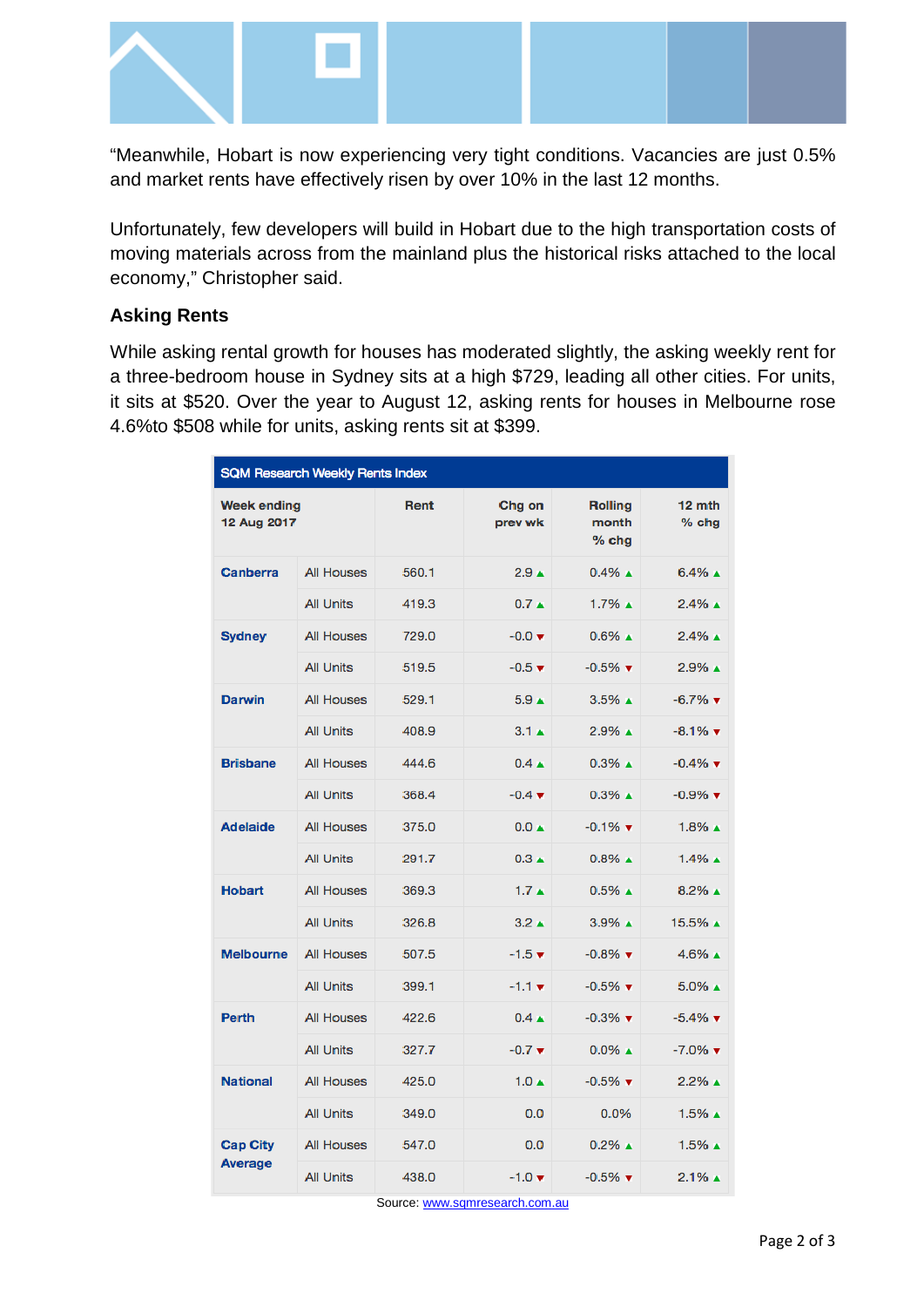"Meanwhile, Hobart is now experiencing very tight conditions. Vacancies are just 0.5% and market rents have effectively risen by over 10% in the last 12 months.

Unfortunately, few developers will build in Hobart due to the high transportation costs of moving materials across from the mainland plus the historical risks attached to the local economy," Christopher said.

### Asking Rents

While asking rental growth for houses has moderated slightly, the asking weekly rent for a three-bedroom house in Sydney sits at a high $729, leading all other cities. For units, it sits at $520. Over the year to August 12, asking rents for houses in Melbourne rose 4.6%to $508 while for units, asking rents sit at $399.

| SQM Research Weekly Rents Index | | | | | |
|---|---|---|---|---|---|
| **Week ending 12 Aug 2017** | | **Rent** | **Chg on prev wk** | **Rolling month % chg** | **12 mth % chg** |
| **Canberra** | All Houses | 560.1 | 2.9 ▲ | 0.4% ▲ | 6.4% ▲ |
| | All Units | 419.3 | 0.7 ▲ | 1.7% ▲ | 2.4% ▲ |
| **Sydney** | All Houses | 729.0 | -0.0 ▼ | 0.6% ▲ | 2.4% ▲ |
| | All Units | 519.5 | -0.5 ▼ | -0.5% ▼ | 2.9% ▲ |
| **Darwin** | All Houses | 529.1 | 5.9 ▲ | 3.5% ▲ | -6.7% ▼ |
| | All Units | 408.9 | 3.1 ▲ | 2.9% ▲ | -8.1% ▼ |
| **Brisbane** | All Houses | 444.6 | 0.4 ▲ | 0.3% ▲ | -0.4% ▼ |
| | All Units | 368.4 | -0.4 ▼ | 0.3% ▲ | -0.9% ▼ |
| **Adelaide** | All Houses | 375.0 | 0.0 ▲ | -0.1% ▼ | 1.8% ▲ |
| | All Units | 291.7 | 0.3 ▲ | 0.8% ▲ | 1.4% ▲ |
| **Hobart** | All Houses | 369.3 | 1.7 ▲ | 0.5% ▲ | 8.2% ▲ |
| | All Units | 326.8 | 3.2 ▲ | 3.9% ▲ | 15.5% ▲ |
| **Melbourne** | All Houses | 507.5 | -1.5 ▼ | -0.8% ▼ | 4.6% ▲ |
| | All Units | 399.1 | -1.1 ▼ | -0.5% ▼ | 5.0% ▲ |
| **Perth** | All Houses | 422.6 | 0.4 ▲ | -0.3% ▼ | -5.4% ▼ |
| | All Units | 327.7 | -0.7 ▼ | 0.0% ▲ | -7.0% ▼ |
| **National** | All Houses | 425.0 | 1.0 ▲ | -0.5% ▼ | 2.2% ▲ |
| | All Units | 349.0 | 0.0 | 0.0% | 1.5% ▲ |
| **Cap City Average** | All Houses | 547.0 | 0.0 | 0.2% ▲ | 1.5% ▲ |
| | All Units | 438.0 | -1.0 ▼ | -0.5% ▼ | 2.1% ▲ |

Source: www.sqmresearch.com.au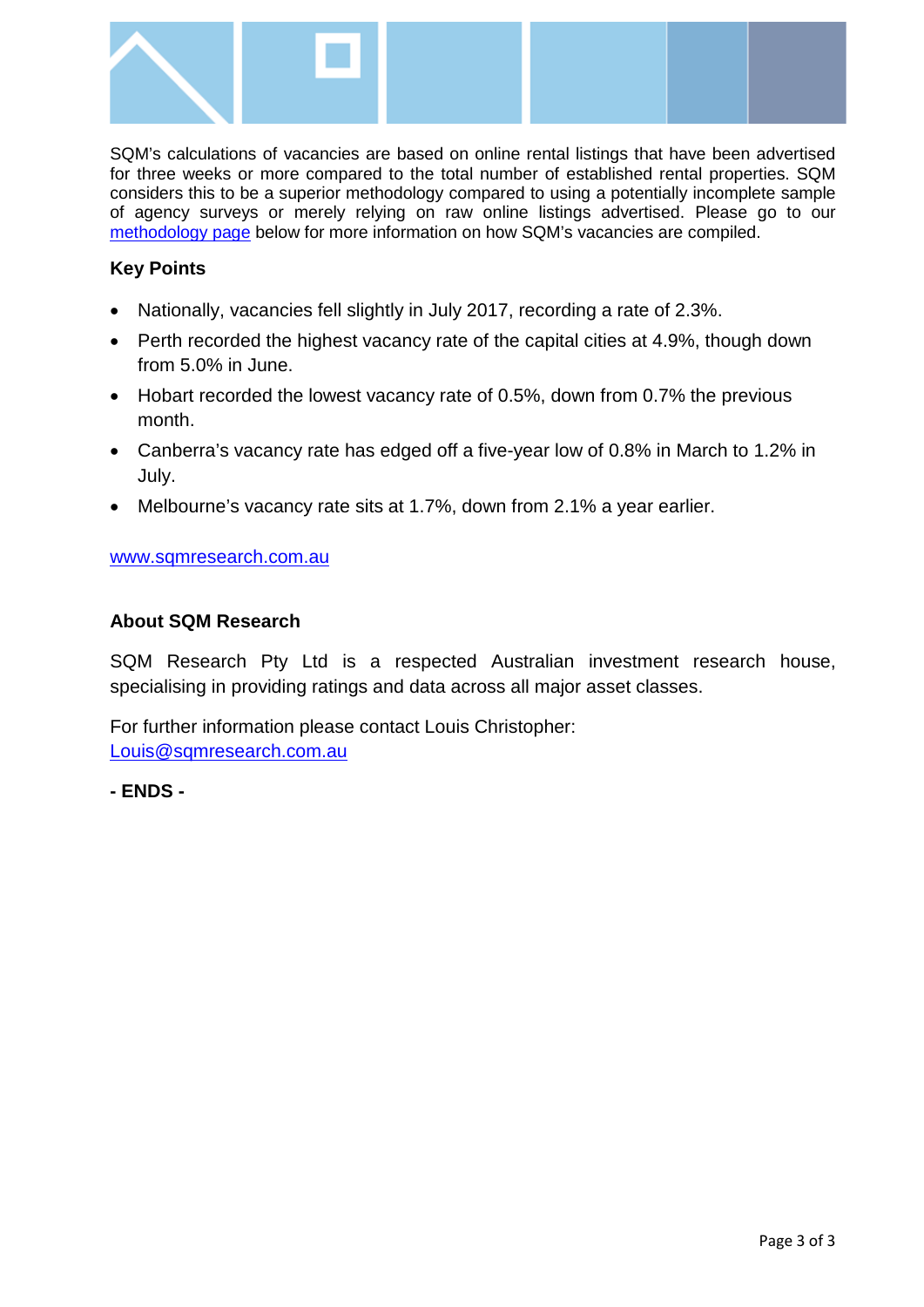SQM's calculations of vacancies are based on online rental listings that have been advertised for three weeks or more compared to the total number of established rental properties. SQM considers this to be a superior methodology compared to using a potentially incomplete sample of agency surveys or merely relying on raw online listings advertised. Please go to our [methodology page](#) below for more information on how SQM's vacancies are compiled.

## Key Points

- Nationally, vacancies fell slightly in July 2017, recording a rate of 2.3%.
- Perth recorded the highest vacancy rate of the capital cities at 4.9%, though down from 5.0% in June.
- Hobart recorded the lowest vacancy rate of 0.5%, down from 0.7% the previous month.
- Canberra's vacancy rate has edged off a five-year low of 0.8% in March to 1.2% in July.
- Melbourne's vacancy rate sits at 1.7%, down from 2.1% a year earlier.

[www.sqmresearch.com.au](http://www.sqmresearch.com.au)

## About SQM Research

SQM Research Pty Ltd is a respected Australian investment research house, specialising in providing ratings and data across all major asset classes.

For further information please contact Louis Christopher:
[Louis@sqmresearch.com.au](mailto:Louis@sqmresearch.com.au)

**- ENDS -**